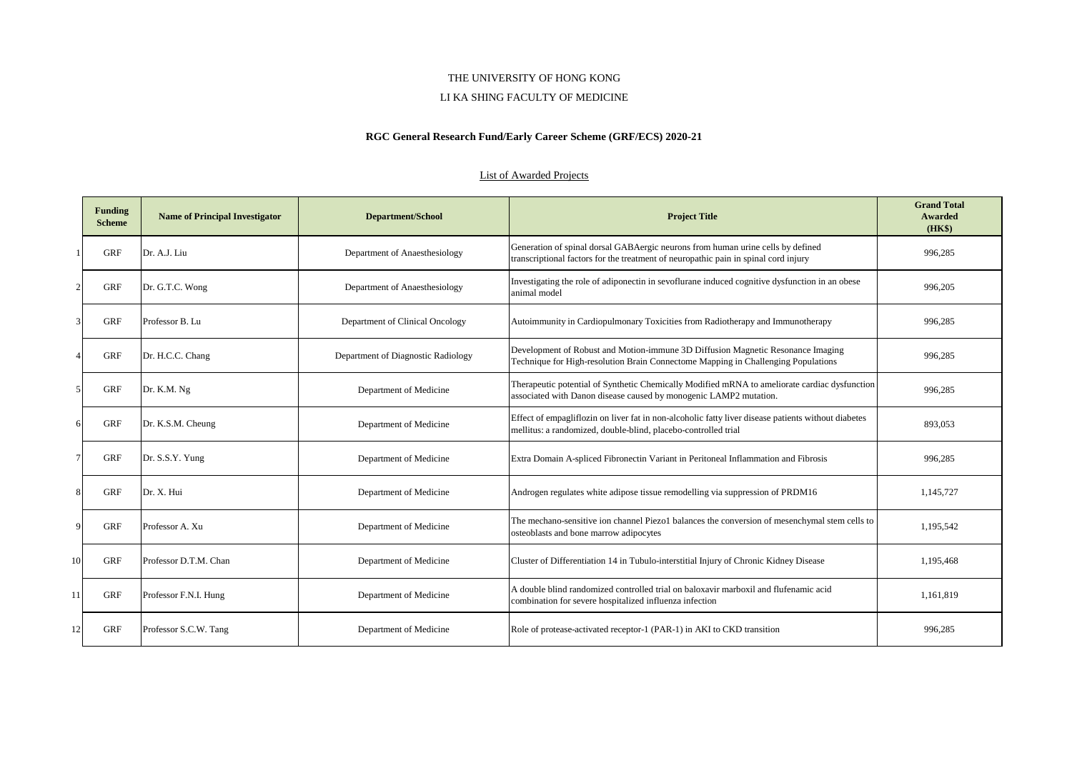THE UNIVERSITY OF HONG KONG

LI KA SHING FACULTY OF MEDICINE

**RGC General Research Fund/Early Career Scheme (GRF/ECS) 2020-21**

List of Awarded Projects

| | Funding Scheme | Name of Principal Investigator | Department/School | Project Title | Grand Total Awarded (HK$) |
|---|---|---|---|---|---|
| 1 | GRF | Dr. A.J. Liu | Department of Anaesthesiology | Generation of spinal dorsal GABAergic neurons from human urine cells by defined transcriptional factors for the treatment of neuropathic pain in spinal cord injury | 996,285 |
| 2 | GRF | Dr. G.T.C. Wong | Department of Anaesthesiology | Investigating the role of adiponectin in sevoflurane induced cognitive dysfunction in an obese animal model | 996,205 |
| 3 | GRF | Professor B. Lu | Department of Clinical Oncology | Autoimmunity in Cardiopulmonary Toxicities from Radiotherapy and Immunotherapy | 996,285 |
| 4 | GRF | Dr. H.C.C. Chang | Department of Diagnostic Radiology | Development of Robust and Motion-immune 3D Diffusion Magnetic Resonance Imaging Technique for High-resolution Brain Connectome Mapping in Challenging Populations | 996,285 |
| 5 | GRF | Dr. K.M. Ng | Department of Medicine | Therapeutic potential of Synthetic Chemically Modified mRNA to ameliorate cardiac dysfunction associated with Danon disease caused by monogenic LAMP2 mutation. | 996,285 |
| 6 | GRF | Dr. K.S.M. Cheung | Department of Medicine | Effect of empagliflozin on liver fat in non-alcoholic fatty liver disease patients without diabetes mellitus: a randomized, double-blind, placebo-controlled trial | 893,053 |
| 7 | GRF | Dr. S.S.Y. Yung | Department of Medicine | Extra Domain A-spliced Fibronectin Variant in Peritoneal Inflammation and Fibrosis | 996,285 |
| 8 | GRF | Dr. X. Hui | Department of Medicine | Androgen regulates white adipose tissue remodelling via suppression of PRDM16 | 1,145,727 |
| 9 | GRF | Professor A. Xu | Department of Medicine | The mechano-sensitive ion channel Piezo1 balances the conversion of mesenchymal stem cells to osteoblasts and bone marrow adipocytes | 1,195,542 |
| 10 | GRF | Professor D.T.M. Chan | Department of Medicine | Cluster of Differentiation 14 in Tubulo-interstitial Injury of Chronic Kidney Disease | 1,195,468 |
| 11 | GRF | Professor F.N.I. Hung | Department of Medicine | A double blind randomized controlled trial on baloxavir marboxil and flufenamic acid combination for severe hospitalized influenza infection | 1,161,819 |
| 12 | GRF | Professor S.C.W. Tang | Department of Medicine | Role of protease-activated receptor-1 (PAR-1) in AKI to CKD transition | 996,285 |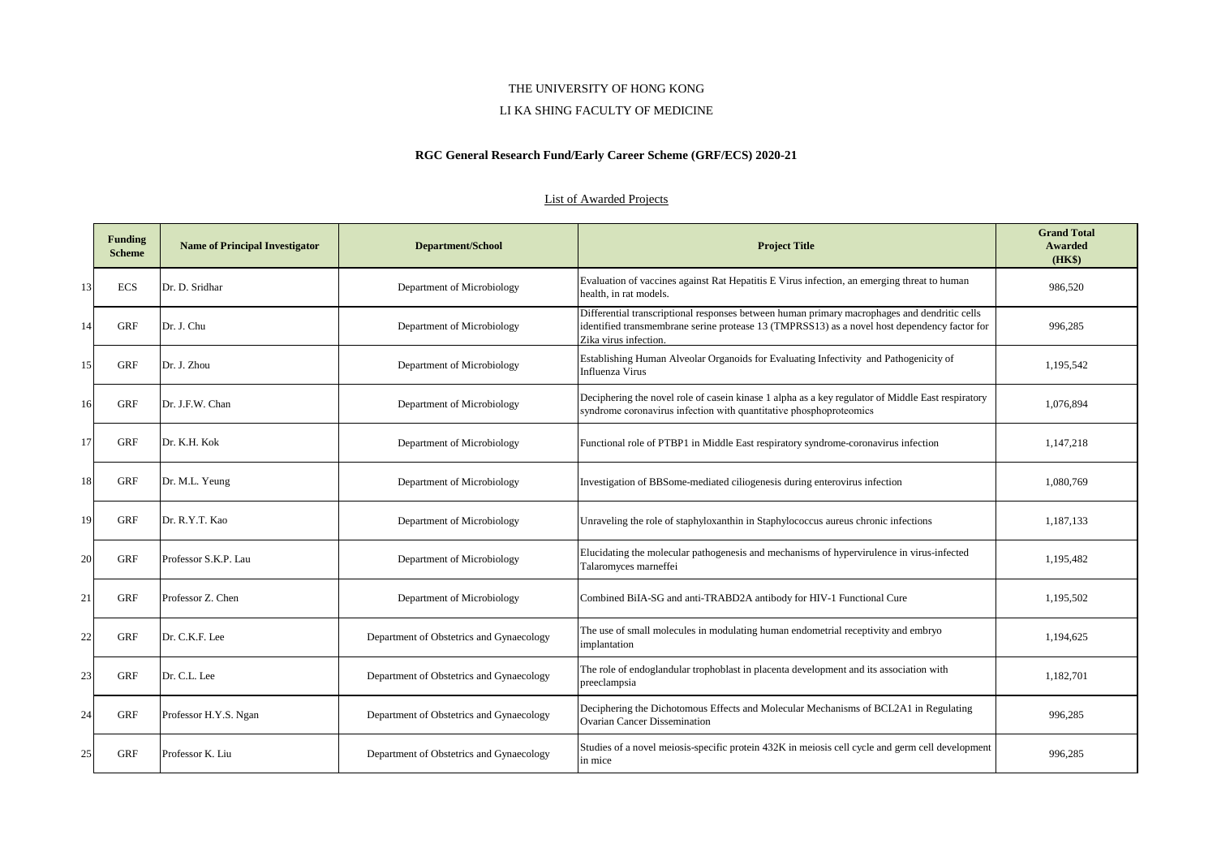THE UNIVERSITY OF HONG KONG

LI KA SHING FACULTY OF MEDICINE

**RGC General Research Fund/Early Career Scheme (GRF/ECS) 2020-21**

List of Awarded Projects

| | Funding Scheme | Name of Principal Investigator | Department/School | Project Title | Grand Total Awarded (HK$) |
|---|---|---|---|---|---|
| 13 | ECS | Dr. D. Sridhar | Department of Microbiology | Evaluation of vaccines against Rat Hepatitis E Virus infection, an emerging threat to human health, in rat models. | 986,520 |
| 14 | GRF | Dr. J. Chu | Department of Microbiology | Differential transcriptional responses between human primary macrophages and dendritic cells identified transmembrane serine protease 13 (TMPRSS13) as a novel host dependency factor for Zika virus infection. | 996,285 |
| 15 | GRF | Dr. J. Zhou | Department of Microbiology | Establishing Human Alveolar Organoids for Evaluating Infectivity and Pathogenicity of Influenza Virus | 1,195,542 |
| 16 | GRF | Dr. J.F.W. Chan | Department of Microbiology | Deciphering the novel role of casein kinase 1 alpha as a key regulator of Middle East respiratory syndrome coronavirus infection with quantitative phosphoproteomics | 1,076,894 |
| 17 | GRF | Dr. K.H. Kok | Department of Microbiology | Functional role of PTBP1 in Middle East respiratory syndrome-coronavirus infection | 1,147,218 |
| 18 | GRF | Dr. M.L. Yeung | Department of Microbiology | Investigation of BBSome-mediated ciliogenesis during enterovirus infection | 1,080,769 |
| 19 | GRF | Dr. R.Y.T. Kao | Department of Microbiology | Unraveling the role of staphyloxanthin in Staphylococcus aureus chronic infections | 1,187,133 |
| 20 | GRF | Professor S.K.P. Lau | Department of Microbiology | Elucidating the molecular pathogenesis and mechanisms of hypervirulence in virus-infected Talaromyces marneffei | 1,195,482 |
| 21 | GRF | Professor Z. Chen | Department of Microbiology | Combined BiIA-SG and anti-TRABD2A antibody for HIV-1 Functional Cure | 1,195,502 |
| 22 | GRF | Dr. C.K.F. Lee | Department of Obstetrics and Gynaecology | The use of small molecules in modulating human endometrial receptivity and embryo implantation | 1,194,625 |
| 23 | GRF | Dr. C.L. Lee | Department of Obstetrics and Gynaecology | The role of endoglandular trophoblast in placenta development and its association with preeclampsia | 1,182,701 |
| 24 | GRF | Professor H.Y.S. Ngan | Department of Obstetrics and Gynaecology | Deciphering the Dichotomous Effects and Molecular Mechanisms of BCL2A1 in Regulating Ovarian Cancer Dissemination | 996,285 |
| 25 | GRF | Professor K. Liu | Department of Obstetrics and Gynaecology | Studies of a novel meiosis-specific protein 432K in meiosis cell cycle and germ cell development in mice | 996,285 |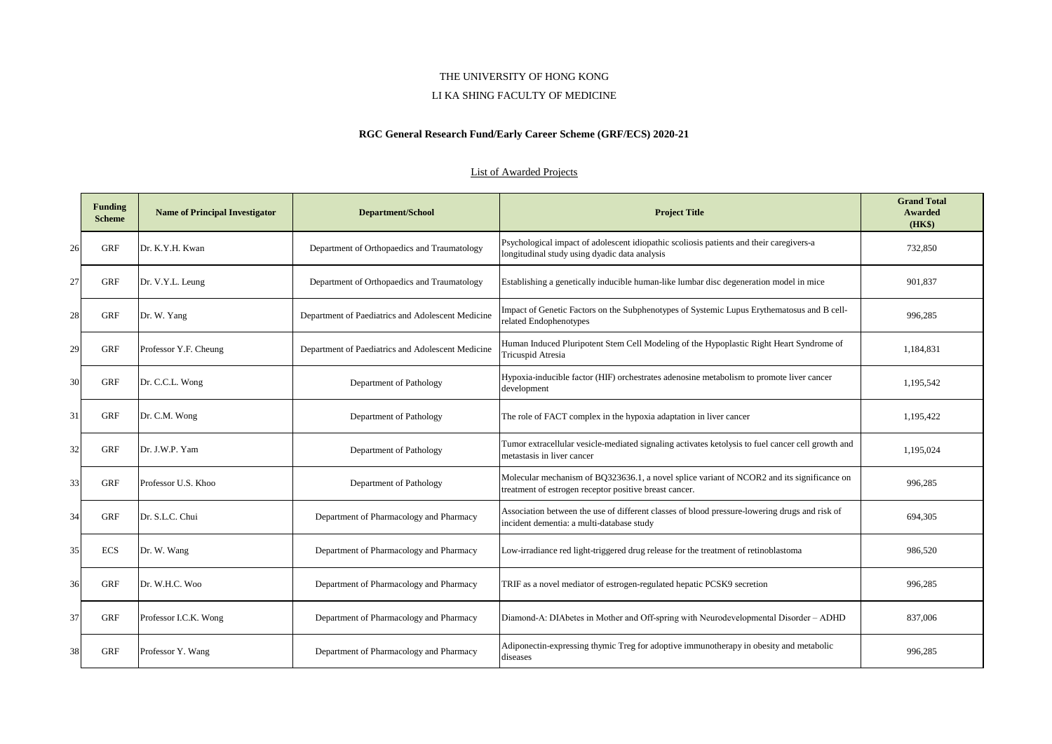THE UNIVERSITY OF HONG KONG

LI KA SHING FACULTY OF MEDICINE

**RGC General Research Fund/Early Career Scheme (GRF/ECS) 2020-21**

List of Awarded Projects

| | Funding Scheme | Name of Principal Investigator | Department/School | Project Title | Grand Total Awarded (HK$) |
|---|---|---|---|---|---|
| 26 | GRF | Dr. K.Y.H. Kwan | Department of Orthopaedics and Traumatology | Psychological impact of adolescent idiopathic scoliosis patients and their caregivers-a longitudinal study using dyadic data analysis | 732,850 |
| 27 | GRF | Dr. V.Y.L. Leung | Department of Orthopaedics and Traumatology | Establishing a genetically inducible human-like lumbar disc degeneration model in mice | 901,837 |
| 28 | GRF | Dr. W. Yang | Department of Paediatrics and Adolescent Medicine | Impact of Genetic Factors on the Subphenotypes of Systemic Lupus Erythematosus and B cell-related Endophenotypes | 996,285 |
| 29 | GRF | Professor Y.F. Cheung | Department of Paediatrics and Adolescent Medicine | Human Induced Pluripotent Stem Cell Modeling of the Hypoplastic Right Heart Syndrome of Tricuspid Atresia | 1,184,831 |
| 30 | GRF | Dr. C.C.L. Wong | Department of Pathology | Hypoxia-inducible factor (HIF) orchestrates adenosine metabolism to promote liver cancer development | 1,195,542 |
| 31 | GRF | Dr. C.M. Wong | Department of Pathology | The role of FACT complex in the hypoxia adaptation in liver cancer | 1,195,422 |
| 32 | GRF | Dr. J.W.P. Yam | Department of Pathology | Tumor extracellular vesicle-mediated signaling activates ketolysis to fuel cancer cell growth and metastasis in liver cancer | 1,195,024 |
| 33 | GRF | Professor U.S. Khoo | Department of Pathology | Molecular mechanism of BQ323636.1, a novel splice variant of NCOR2 and its significance on treatment of estrogen receptor positive breast cancer. | 996,285 |
| 34 | GRF | Dr. S.L.C. Chui | Department of Pharmacology and Pharmacy | Association between the use of different classes of blood pressure-lowering drugs and risk of incident dementia: a multi-database study | 694,305 |
| 35 | ECS | Dr. W. Wang | Department of Pharmacology and Pharmacy | Low-irradiance red light-triggered drug release for the treatment of retinoblastoma | 986,520 |
| 36 | GRF | Dr. W.H.C. Woo | Department of Pharmacology and Pharmacy | TRIF as a novel mediator of estrogen-regulated hepatic PCSK9 secretion | 996,285 |
| 37 | GRF | Professor I.C.K. Wong | Department of Pharmacology and Pharmacy | Diamond-A: DIAbetes in Mother and Off-spring with Neurodevelopmental Disorder – ADHD | 837,006 |
| 38 | GRF | Professor Y. Wang | Department of Pharmacology and Pharmacy | Adiponectin-expressing thymic Treg for adoptive immunotherapy in obesity and metabolic diseases | 996,285 |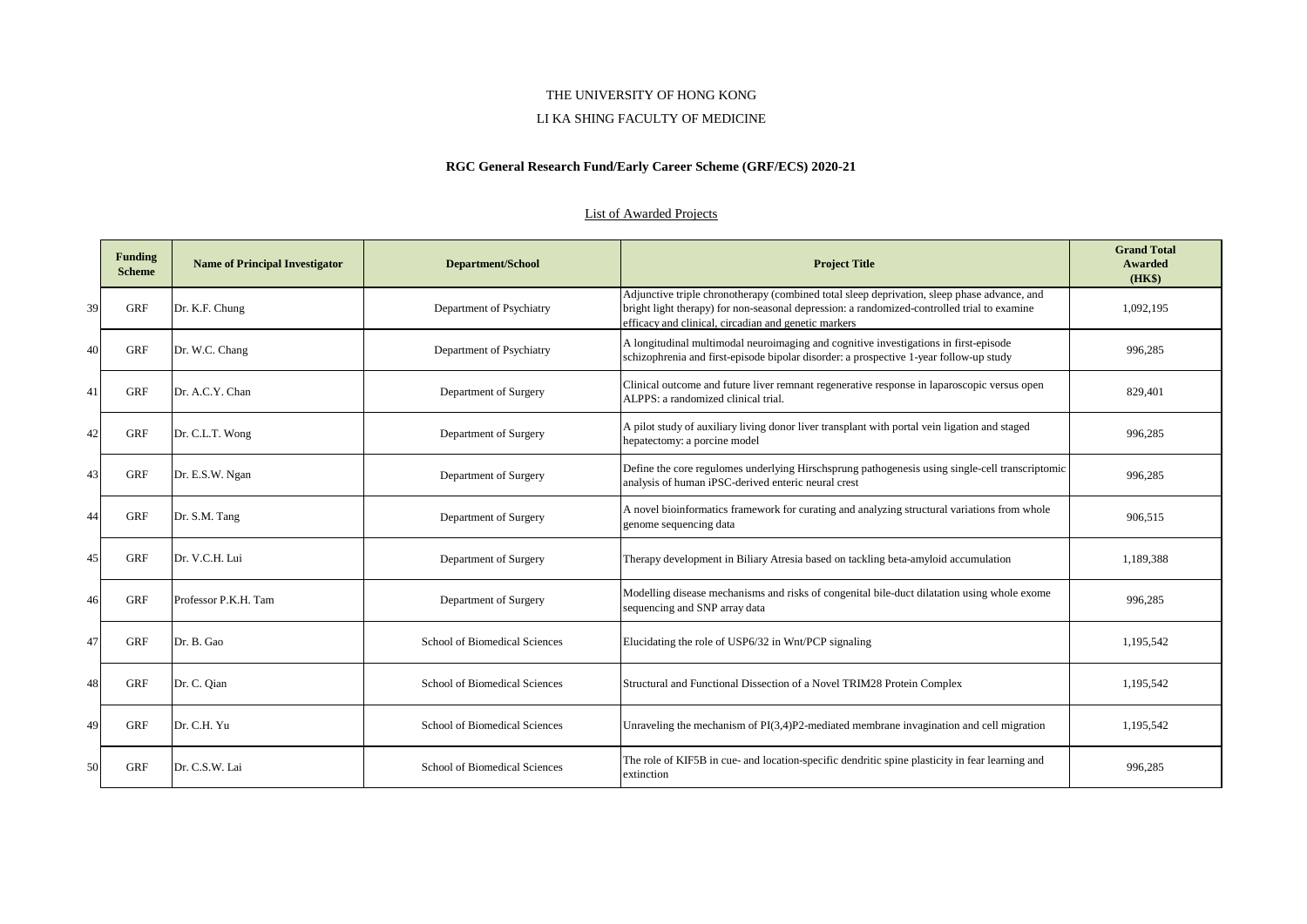THE UNIVERSITY OF HONG KONG

LI KA SHING FACULTY OF MEDICINE

**RGC General Research Fund/Early Career Scheme (GRF/ECS) 2020-21**

List of Awarded Projects

| | Funding Scheme | Name of Principal Investigator | Department/School | Project Title | Grand Total Awarded (HK$) |
|---|---|---|---|---|---|
| 39 | GRF | Dr. K.F. Chung | Department of Psychiatry | Adjunctive triple chronotherapy (combined total sleep deprivation, sleep phase advance, and bright light therapy) for non-seasonal depression: a randomized-controlled trial to examine efficacy and clinical, circadian and genetic markers | 1,092,195 |
| 40 | GRF | Dr. W.C. Chang | Department of Psychiatry | A longitudinal multimodal neuroimaging and cognitive investigations in first-episode schizophrenia and first-episode bipolar disorder: a prospective 1-year follow-up study | 996,285 |
| 41 | GRF | Dr. A.C.Y. Chan | Department of Surgery | Clinical outcome and future liver remnant regenerative response in laparoscopic versus open ALPPS: a randomized clinical trial. | 829,401 |
| 42 | GRF | Dr. C.L.T. Wong | Department of Surgery | A pilot study of auxiliary living donor liver transplant with portal vein ligation and staged hepatectomy: a porcine model | 996,285 |
| 43 | GRF | Dr. E.S.W. Ngan | Department of Surgery | Define the core regulomes underlying Hirschsprung pathogenesis using single-cell transcriptomic analysis of human iPSC-derived enteric neural crest | 996,285 |
| 44 | GRF | Dr. S.M. Tang | Department of Surgery | A novel bioinformatics framework for curating and analyzing structural variations from whole genome sequencing data | 906,515 |
| 45 | GRF | Dr. V.C.H. Lui | Department of Surgery | Therapy development in Biliary Atresia based on tackling beta-amyloid accumulation | 1,189,388 |
| 46 | GRF | Professor P.K.H. Tam | Department of Surgery | Modelling disease mechanisms and risks of congenital bile-duct dilatation using whole exome sequencing and SNP array data | 996,285 |
| 47 | GRF | Dr. B. Gao | School of Biomedical Sciences | Elucidating the role of USP6/32 in Wnt/PCP signaling | 1,195,542 |
| 48 | GRF | Dr. C. Qian | School of Biomedical Sciences | Structural and Functional Dissection of a Novel TRIM28 Protein Complex | 1,195,542 |
| 49 | GRF | Dr. C.H. Yu | School of Biomedical Sciences | Unraveling the mechanism of PI(3,4)P2-mediated membrane invagination and cell migration | 1,195,542 |
| 50 | GRF | Dr. C.S.W. Lai | School of Biomedical Sciences | The role of KIF5B in cue- and location-specific dendritic spine plasticity in fear learning and extinction | 996,285 |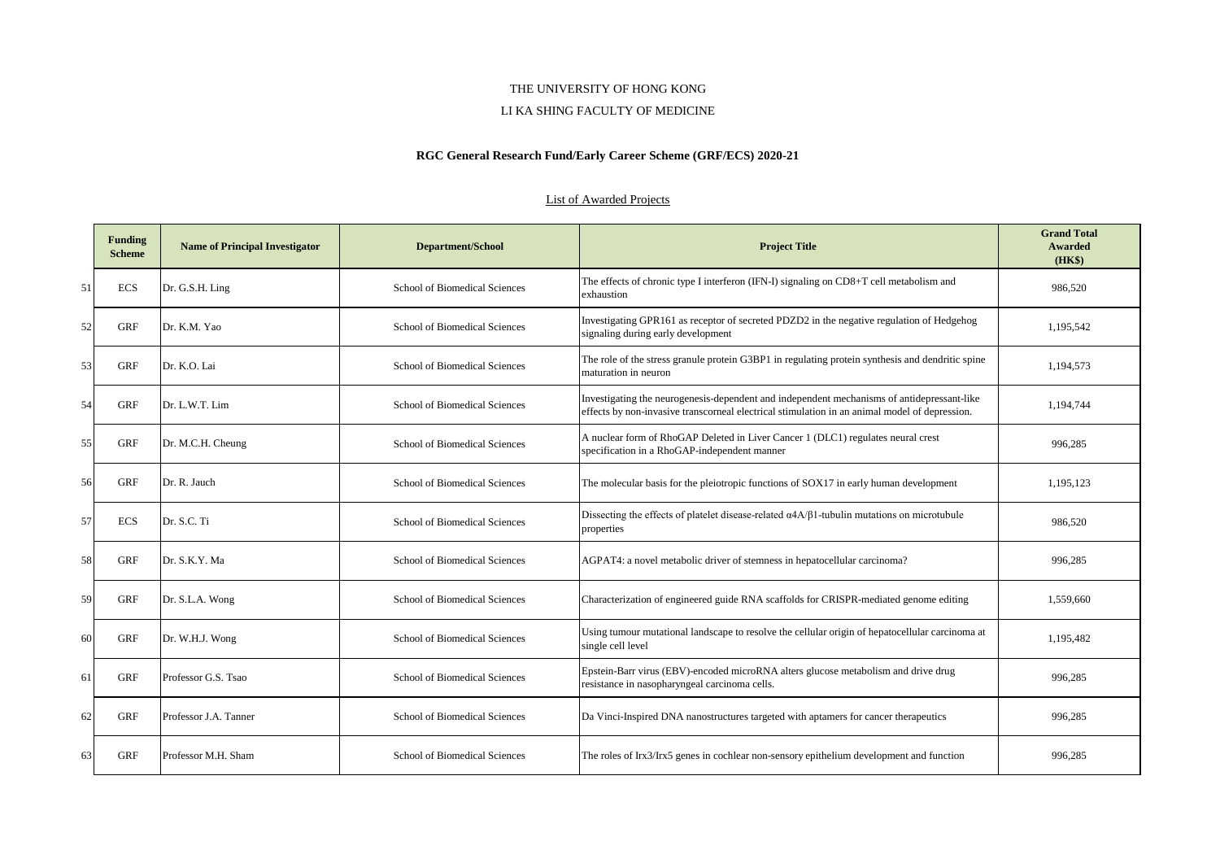THE UNIVERSITY OF HONG KONG

LI KA SHING FACULTY OF MEDICINE

**RGC General Research Fund/Early Career Scheme (GRF/ECS) 2020-21**

List of Awarded Projects

| | Funding Scheme | Name of Principal Investigator | Department/School | Project Title | Grand Total Awarded (HK$) |
|---|---|---|---|---|---|
| 51 | ECS | Dr. G.S.H. Ling | School of Biomedical Sciences | The effects of chronic type I interferon (IFN-I) signaling on CD8+T cell metabolism and exhaustion | 986,520 |
| 52 | GRF | Dr. K.M. Yao | School of Biomedical Sciences | Investigating GPR161 as receptor of secreted PDZD2 in the negative regulation of Hedgehog signaling during early development | 1,195,542 |
| 53 | GRF | Dr. K.O. Lai | School of Biomedical Sciences | The role of the stress granule protein G3BP1 in regulating protein synthesis and dendritic spine maturation in neuron | 1,194,573 |
| 54 | GRF | Dr. L.W.T. Lim | School of Biomedical Sciences | Investigating the neurogenesis-dependent and independent mechanisms of antidepressant-like effects by non-invasive transcorneal electrical stimulation in an animal model of depression. | 1,194,744 |
| 55 | GRF | Dr. M.C.H. Cheung | School of Biomedical Sciences | A nuclear form of RhoGAP Deleted in Liver Cancer 1 (DLC1) regulates neural crest specification in a RhoGAP-independent manner | 996,285 |
| 56 | GRF | Dr. R. Jauch | School of Biomedical Sciences | The molecular basis for the pleiotropic functions of SOX17 in early human development | 1,195,123 |
| 57 | ECS | Dr. S.C. Ti | School of Biomedical Sciences | Dissecting the effects of platelet disease-related α4A/β1-tubulin mutations on microtubule properties | 986,520 |
| 58 | GRF | Dr. S.K.Y. Ma | School of Biomedical Sciences | AGPAT4: a novel metabolic driver of stemness in hepatocellular carcinoma? | 996,285 |
| 59 | GRF | Dr. S.L.A. Wong | School of Biomedical Sciences | Characterization of engineered guide RNA scaffolds for CRISPR-mediated genome editing | 1,559,660 |
| 60 | GRF | Dr. W.H.J. Wong | School of Biomedical Sciences | Using tumour mutational landscape to resolve the cellular origin of hepatocellular carcinoma at single cell level | 1,195,482 |
| 61 | GRF | Professor G.S. Tsao | School of Biomedical Sciences | Epstein-Barr virus (EBV)-encoded microRNA alters glucose metabolism and drive drug resistance in nasopharyngeal carcinoma cells. | 996,285 |
| 62 | GRF | Professor J.A. Tanner | School of Biomedical Sciences | Da Vinci-Inspired DNA nanostructures targeted with aptamers for cancer therapeutics | 996,285 |
| 63 | GRF | Professor M.H. Sham | School of Biomedical Sciences | The roles of Irx3/Irx5 genes in cochlear non-sensory epithelium development and function | 996,285 |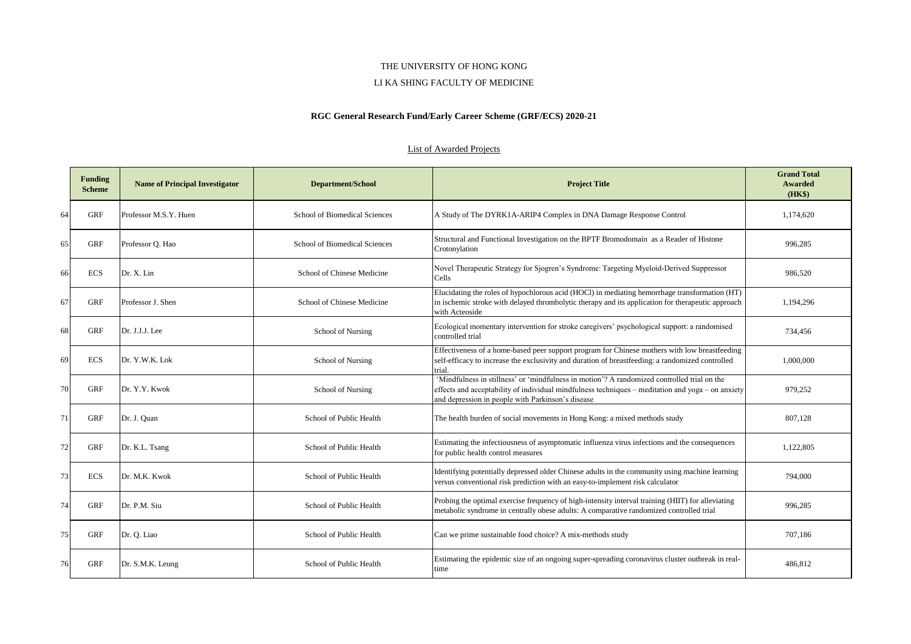THE UNIVERSITY OF HONG KONG

LI KA SHING FACULTY OF MEDICINE

**RGC General Research Fund/Early Career Scheme (GRF/ECS) 2020-21**

List of Awarded Projects

| | Funding Scheme | Name of Principal Investigator | Department/School | Project Title | Grand Total Awarded (HK$) |
|---|---|---|---|---|---|
| 64 | GRF | Professor M.S.Y. Huen | School of Biomedical Sciences | A Study of The DYRK1A-ARIP4 Complex in DNA Damage Response Control | 1,174,620 |
| 65 | GRF | Professor Q. Hao | School of Biomedical Sciences | Structural and Functional Investigation on the BPTF Bromodomain as a Reader of Histone Crotonylation | 996,285 |
| 66 | ECS | Dr. X. Lin | School of Chinese Medicine | Novel Therapeutic Strategy for Sjogren's Syndrome: Targeting Myeloid-Derived Suppressor Cells | 986,520 |
| 67 | GRF | Professor J. Shen | School of Chinese Medicine | Elucidating the roles of hypochlorous acid (HOCl) in mediating hemorrhage transformation (HT) in ischemic stroke with delayed thrombolytic therapy and its application for therapeutic approach with Acteoside | 1,194,296 |
| 68 | GRF | Dr. J.J.J. Lee | School of Nursing | Ecological momentary intervention for stroke caregivers' psychological support: a randomised controlled trial | 734,456 |
| 69 | ECS | Dr. Y.W.K. Lok | School of Nursing | Effectiveness of a home-based peer support program for Chinese mothers with low breastfeeding self-efficacy to increase the exclusivity and duration of breastfeeding: a randomized controlled trial. | 1,000,000 |
| 70 | GRF | Dr. Y.Y. Kwok | School of Nursing | 'Mindfulness in stillness' or 'mindfulness in motion'? A randomized controlled trial on the effects and acceptability of individual mindfulness techniques – meditation and yoga – on anxiety and depression in people with Parkinson's disease | 979,252 |
| 71 | GRF | Dr. J. Quan | School of Public Health | The health burden of social movements in Hong Kong: a mixed methods study | 807,128 |
| 72 | GRF | Dr. K.L. Tsang | School of Public Health | Estimating the infectiousness of asymptomatic influenza virus infections and the consequences for public health control measures | 1,122,805 |
| 73 | ECS | Dr. M.K. Kwok | School of Public Health | Identifying potentially depressed older Chinese adults in the community using machine learning versus conventional risk prediction with an easy-to-implement risk calculator | 794,000 |
| 74 | GRF | Dr. P.M. Siu | School of Public Health | Probing the optimal exercise frequency of high-intensity interval training (HIIT) for alleviating metabolic syndrome in centrally obese adults: A comparative randomized controlled trial | 996,285 |
| 75 | GRF | Dr. Q. Liao | School of Public Health | Can we prime sustainable food choice? A mix-methods study | 707,186 |
| 76 | GRF | Dr. S.M.K. Leung | School of Public Health | Estimating the epidemic size of an ongoing super-spreading coronavirus cluster outbreak in real-time | 486,812 |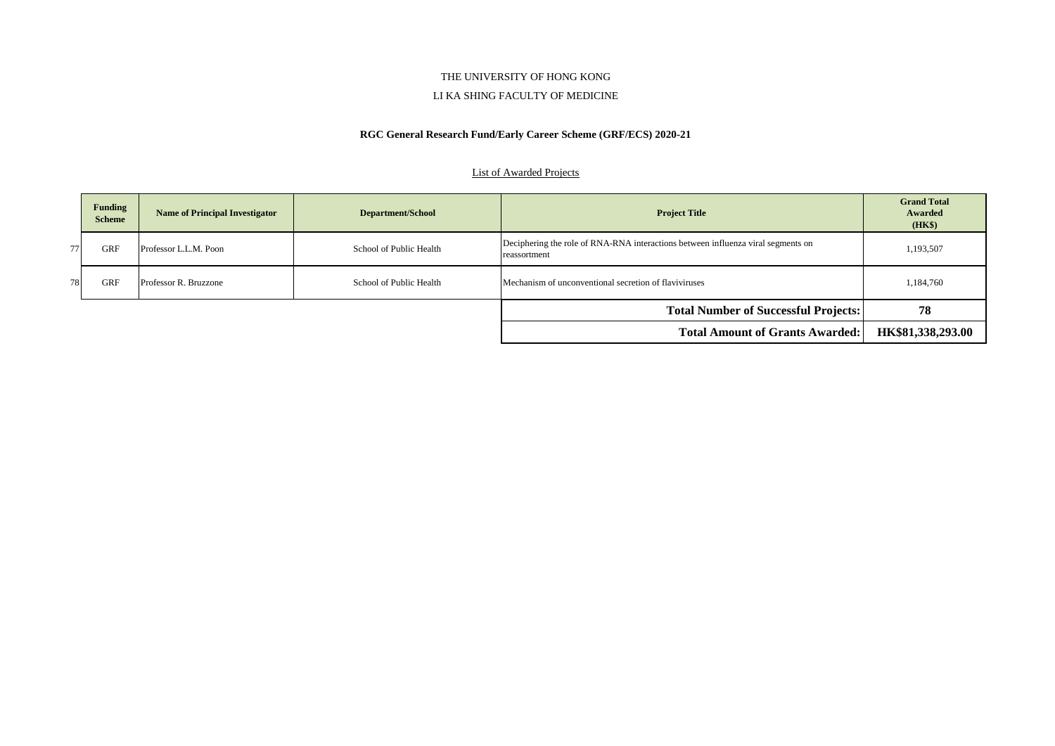THE UNIVERSITY OF HONG KONG

LI KA SHING FACULTY OF MEDICINE

**RGC General Research Fund/Early Career Scheme (GRF/ECS) 2020-21**

List of Awarded Projects

| | Funding Scheme | Name of Principal Investigator | Department/School | Project Title | Grand Total Awarded (HK$) |
|---|---|---|---|---|---|
| 77 | GRF | Professor L.L.M. Poon | School of Public Health | Deciphering the role of RNA-RNA interactions between influenza viral segments on reassortment | 1,193,507 |
| 78 | GRF | Professor R. Bruzzone | School of Public Health | Mechanism of unconventional secretion of flaviviruses | 1,184,760 |
| | | | | **Total Number of Successful Projects:** | **78** |
| | | | | **Total Amount of Grants Awarded:** | **HK$81,338,293.00** |